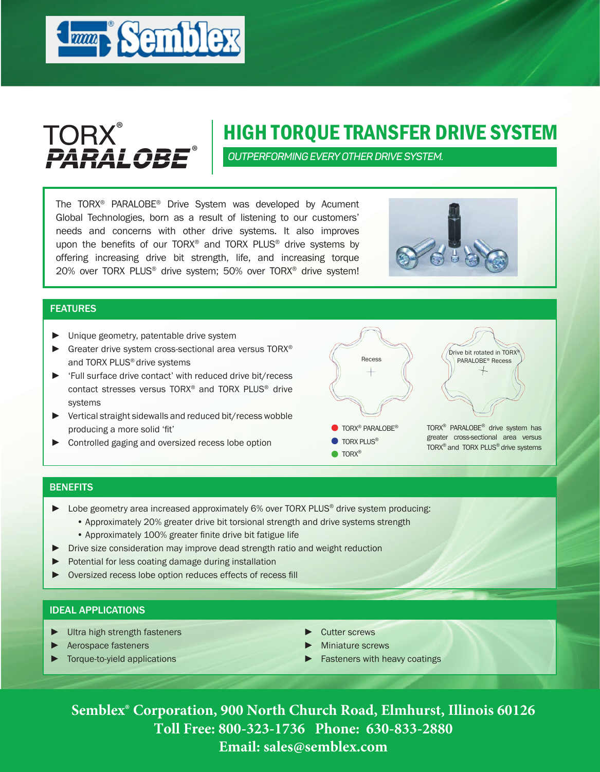# Semblex

# TORX® PARALOBE®

## HIGH TORQUE TRANSFER DRIVE SYSTEM

*OUTPERFORMING EVERY OTHER DRIVE SYSTEM.*

The TORX® PARALOBE® Drive System was developed by Acument Global Technologies, born as a result of listening to our customers' needs and concerns with other drive systems. It also improves upon the benefits of our TORX® and TORX PLUS® drive systems by offering increasing drive bit strength, life, and increasing torque 20% over TORX PLUS® drive system; 50% over TORX® drive system!

## FEATURES

- Unique geometry, patentable drive system
- Greater drive system cross-sectional area versus TORX® and TORX PLUS® drive systems
- 'Full surface drive contact' with reduced drive bit/recess contact stresses versus TORX® and TORX PLUS® drive systems
- Vertical straight sidewalls and reduced bit/recess wobble producing a more solid 'fit'
- Controlled gaging and oversized recess lobe option

Recess

Drive bit rotated in TORX® PARALOBE® Recess

- TORX® PARALOBE®
- TORX PLUS®
- TORX®

TORX® PARALOBE® drive system has greater cross-sectional area versus TORX® and TORX PLUS® drive systems

## BENEFITS

- Lobe geometry area increased approximately 6% over TORX PLUS® drive system producing:
  - Approximately 20% greater drive bit torsional strength and drive systems strength
  - Approximately 100% greater finite drive bit fatigue life
- Drive size consideration may improve dead strength ratio and weight reduction
- Potential for less coating damage during installation
- Oversized recess lobe option reduces effects of recess fill

## IDEAL APPLICATIONS

- Ultra high strength fasteners
- Aerospace fasteners
- Torque-to-yield applications
- Cutter screws
- Miniature screws
- Fasteners with heavy coatings

**Semblex® Corporation, 900 North Church Road, Elmhurst, Illinois 60126**
**Toll Free: 800-323-1736 Phone: 630-833-2880**
**Email: sales@semblex.com**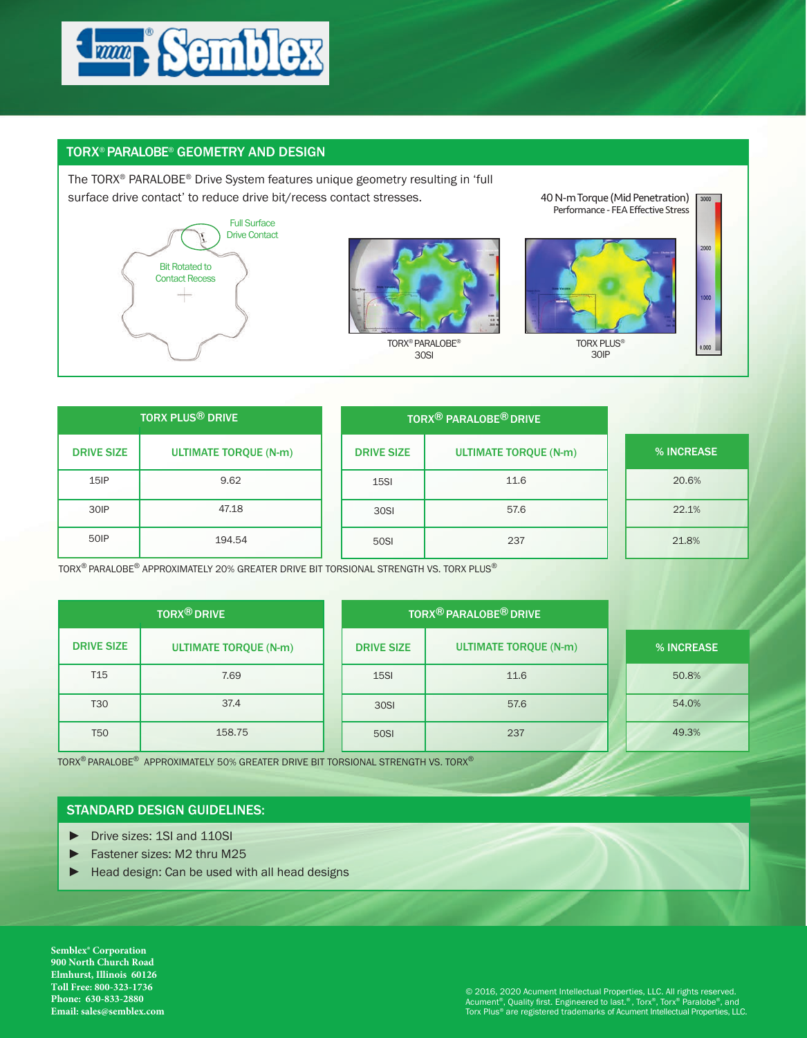## TORX® PARALOBE® GEOMETRY AND DESIGN

The TORX® PARALOBE® Drive System features unique geometry resulting in 'full surface drive contact' to reduce drive bit/recess contact stresses.

Full Surface Drive Contact

Bit Rotated to Contact Recess

40 N-m Torque (Mid Penetration)
Performance - FEA Effective Stress

3000
2000
1000
0.000

TORX® PARALOBE® 30SI

TORX PLUS® 30IP

| TORX PLUS® DRIVE | | TORX® PARALOBE® DRIVE | | |
|---|---|---|---|---|
| DRIVE SIZE | ULTIMATE TORQUE (N-m) | DRIVE SIZE | ULTIMATE TORQUE (N-m) | % INCREASE |
| 15IP | 9.62 | 15SI | 11.6 | 20.6% |
| 30IP | 47.18 | 30SI | 57.6 | 22.1% |
| 50IP | 194.54 | 50SI | 237 | 21.8% |

TORX® PARALOBE® APPROXIMATELY 20% GREATER DRIVE BIT TORSIONAL STRENGTH VS. TORX PLUS®

| TORX® DRIVE | | TORX® PARALOBE® DRIVE | | |
|---|---|---|---|---|
| DRIVE SIZE | ULTIMATE TORQUE (N-m) | DRIVE SIZE | ULTIMATE TORQUE (N-m) | % INCREASE |
| T15 | 7.69 | 15SI | 11.6 | 50.8% |
| T30 | 37.4 | 30SI | 57.6 | 54.0% |
| T50 | 158.75 | 50SI | 237 | 49.3% |

TORX® PARALOBE® APPROXIMATELY 50% GREATER DRIVE BIT TORSIONAL STRENGTH VS. TORX®

## STANDARD DESIGN GUIDELINES:

- Drive sizes: 1SI and 110SI
- Fastener sizes: M2 thru M25
- Head design: Can be used with all head designs

**Semblex® Corporation**
**900 North Church Road**
**Elmhurst, Illinois 60126**
**Toll Free: 800-323-1736**
**Phone: 630-833-2880**
**Email: sales@semblex.com**

© 2016, 2020 Acument Intellectual Properties, LLC. All rights reserved.
Acument®, Quality first. Engineered to last.®, Torx®, Torx® Paralobe®, and Torx Plus® are registered trademarks of Acument Intellectual Properties, LLC.